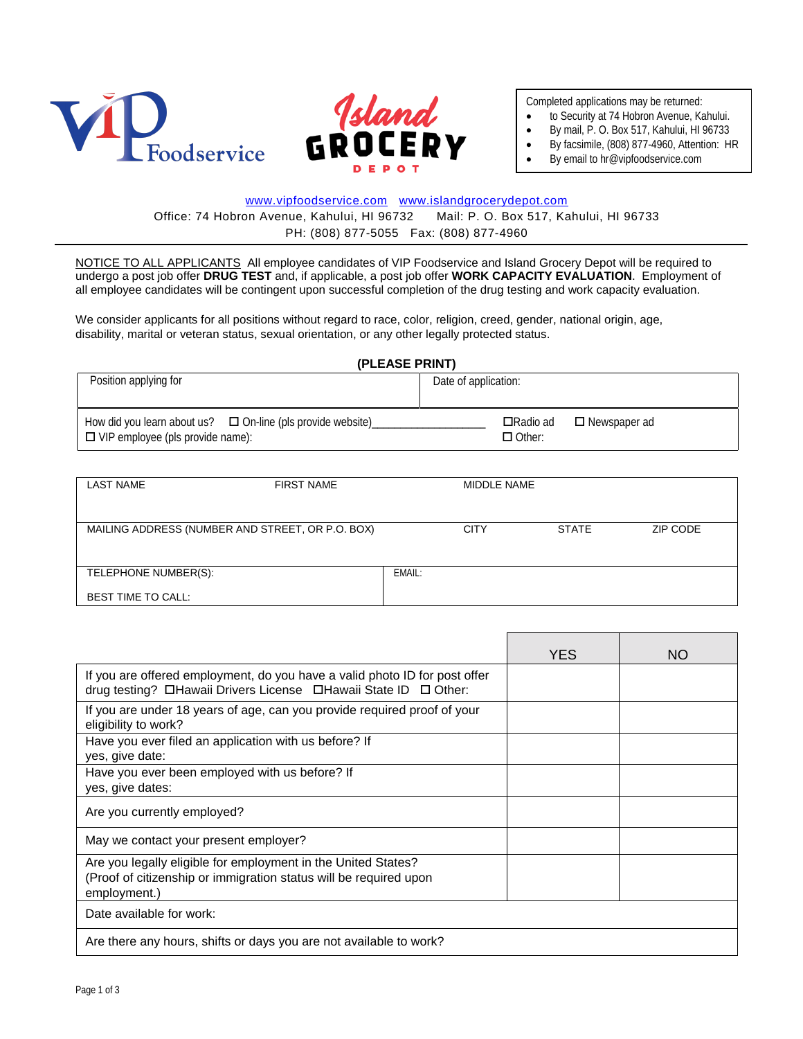VIP Foodservice

Island GROCERY DEPOT

Completed applications may be returned:
- to Security at 74 Hobron Avenue, Kahului.
- By mail, P. O. Box 517, Kahului, HI 96733
- By facsimile, (808) 877-4960, Attention: HR
- By email to hr@vipfoodservice.com

www.vipfoodservice.com   www.islandgrocerydepot.com

Office: 74 Hobron Avenue, Kahului, HI 96732   Mail: P. O. Box 517, Kahului, HI 96733

PH: (808) 877-5055   Fax: (808) 877-4960

---

NOTICE TO ALL APPLICANTS All employee candidates of VIP Foodservice and Island Grocery Depot will be required to undergo a post job offer **DRUG TEST** and, if applicable, a post job offer **WORK CAPACITY EVALUATION**. Employment of all employee candidates will be contingent upon successful completion of the drug testing and work capacity evaluation.

We consider applicants for all positions without regard to race, color, religion, creed, gender, national origin, age, disability, marital or veteran status, sexual orientation, or any other legally protected status.

**(PLEASE PRINT)**

| Position applying for | Date of application: |
|---|---|
| How did you learn about us? ☐ On-line (pls provide website)__________________ ☐ VIP employee (pls provide name): | ☐Radio ad ☐ Newspaper ad ☐ Other: |

| LAST NAME | FIRST NAME | MIDDLE NAME | | |
|---|---|---|---|---|
| MAILING ADDRESS (NUMBER AND STREET, OR P.O. BOX) | | CITY | STATE | ZIP CODE |
| TELEPHONE NUMBER(S): BEST TIME TO CALL: | EMAIL: | | | |

| | YES | NO |
|---|---|---|
| If you are offered employment, do you have a valid photo ID for post offer drug testing? ☐Hawaii Drivers License ☐Hawaii State ID ☐ Other: | | |
| If you are under 18 years of age, can you provide required proof of your eligibility to work? | | |
| Have you ever filed an application with us before? If yes, give date: | | |
| Have you ever been employed with us before? If yes, give dates: | | |
| Are you currently employed? | | |
| May we contact your present employer? | | |
| Are you legally eligible for employment in the United States? (Proof of citizenship or immigration status will be required upon employment.) | | |
| Date available for work: | | |
| Are there any hours, shifts or days you are not available to work? | | |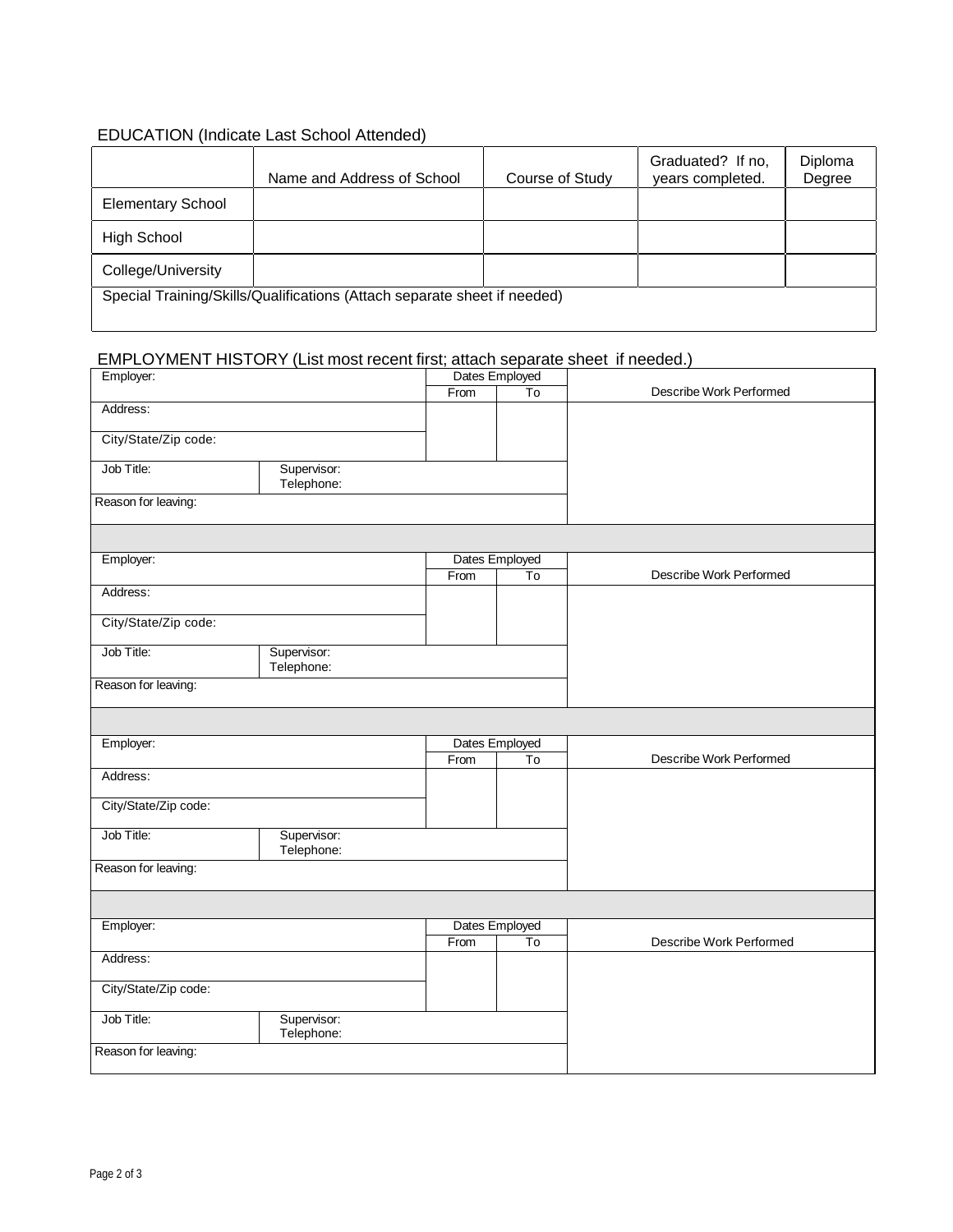## EDUCATION (Indicate Last School Attended)

| | Name and Address of School | Course of Study | Graduated? If no, years completed. | Diploma Degree |
|---|---|---|---|---|
| Elementary School | | | | |
| High School | | | | |
| College/University | | | | |
| Special Training/Skills/Qualifications (Attach separate sheet if needed) | | | | |

## EMPLOYMENT HISTORY (List most recent first; attach separate sheet if needed.)

| Employer: | | Dates Employed | | Describe Work Performed |
|---|---|---|---|---|
| | | From | To | |
| Address: | | | | |
| City/State/Zip code: | | | | |
| Job Title: | Supervisor: Telephone: | | | |
| Reason for leaving: | | | | |

| Employer: | | Dates Employed | | Describe Work Performed |
|---|---|---|---|---|
| | | From | To | |
| Address: | | | | |
| City/State/Zip code: | | | | |
| Job Title: | Supervisor: Telephone: | | | |
| Reason for leaving: | | | | |

| Employer: | | Dates Employed | | Describe Work Performed |
|---|---|---|---|---|
| | | From | To | |
| Address: | | | | |
| City/State/Zip code: | | | | |
| Job Title: | Supervisor: Telephone: | | | |
| Reason for leaving: | | | | |

| Employer: | | Dates Employed | | Describe Work Performed |
|---|---|---|---|---|
| | | From | To | |
| Address: | | | | |
| City/State/Zip code: | | | | |
| Job Title: | Supervisor: Telephone: | | | |
| Reason for leaving: | | | | |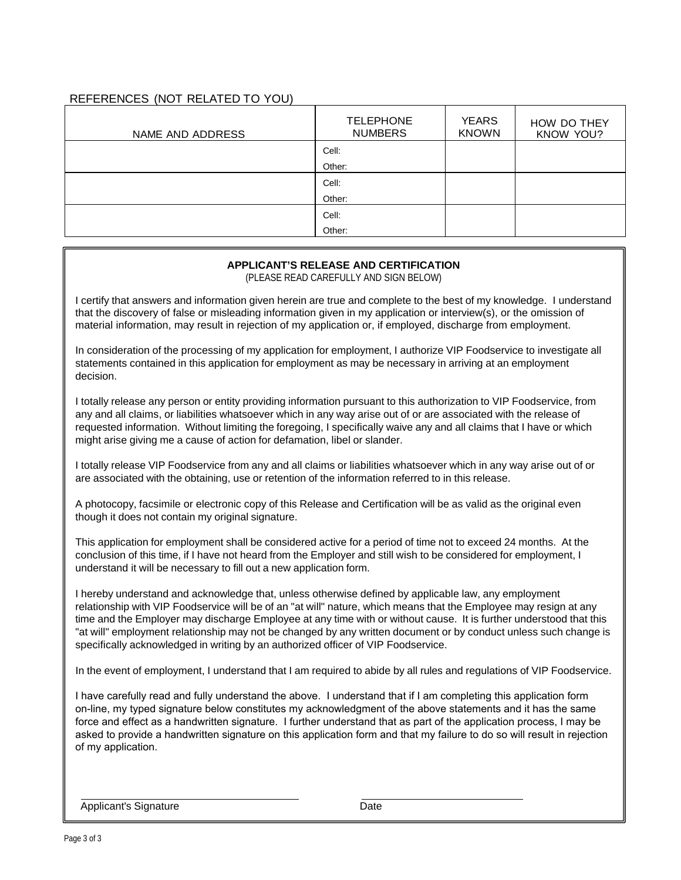REFERENCES (NOT RELATED TO YOU)

| NAME AND ADDRESS | TELEPHONE NUMBERS | YEARS KNOWN | HOW DO THEY KNOW YOU? |
|---|---|---|---|
| | Cell:<br>Other: | | |
| | Cell:<br>Other: | | |
| | Cell:<br>Other: | | |

**APPLICANT'S RELEASE AND CERTIFICATION**

(PLEASE READ CAREFULLY AND SIGN BELOW)

I certify that answers and information given herein are true and complete to the best of my knowledge. I understand that the discovery of false or misleading information given in my application or interview(s), or the omission of material information, may result in rejection of my application or, if employed, discharge from employment.

In consideration of the processing of my application for employment, I authorize VIP Foodservice to investigate all statements contained in this application for employment as may be necessary in arriving at an employment decision.

I totally release any person or entity providing information pursuant to this authorization to VIP Foodservice, from any and all claims, or liabilities whatsoever which in any way arise out of or are associated with the release of requested information. Without limiting the foregoing, I specifically waive any and all claims that I have or which might arise giving me a cause of action for defamation, libel or slander.

I totally release VIP Foodservice from any and all claims or liabilities whatsoever which in any way arise out of or are associated with the obtaining, use or retention of the information referred to in this release.

A photocopy, facsimile or electronic copy of this Release and Certification will be as valid as the original even though it does not contain my original signature.

This application for employment shall be considered active for a period of time not to exceed 24 months. At the conclusion of this time, if I have not heard from the Employer and still wish to be considered for employment, I understand it will be necessary to fill out a new application form.

I hereby understand and acknowledge that, unless otherwise defined by applicable law, any employment relationship with VIP Foodservice will be of an "at will" nature, which means that the Employee may resign at any time and the Employer may discharge Employee at any time with or without cause. It is further understood that this "at will" employment relationship may not be changed by any written document or by conduct unless such change is specifically acknowledged in writing by an authorized officer of VIP Foodservice.

In the event of employment, I understand that I am required to abide by all rules and regulations of VIP Foodservice.

I have carefully read and fully understand the above. I understand that if I am completing this application form on-line, my typed signature below constitutes my acknowledgment of the above statements and it has the same force and effect as a handwritten signature. I further understand that as part of the application process, I may be asked to provide a handwritten signature on this application form and that my failure to do so will result in rejection of my application.

Applicant's Signature ______________________ Date ______________________